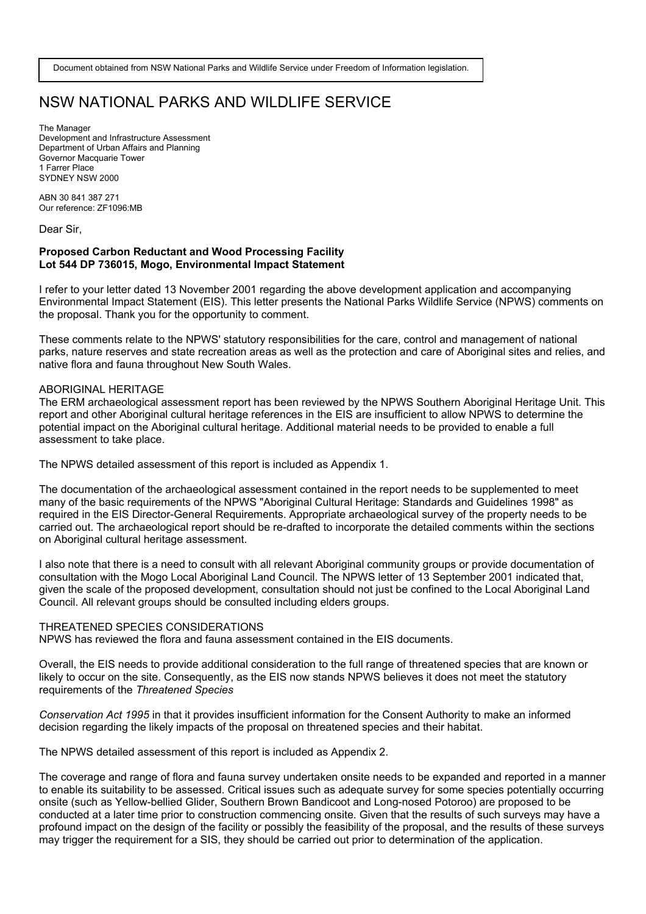Document obtained from NSW National Parks and Wildlife Service under Freedom of Information legislation.

# NSW NATIONAL PARKS AND WILDLIFE SERVICE

The Manager
Development and Infrastructure Assessment
Department of Urban Affairs and Planning
Governor Macquarie Tower
1 Farrer Place
SYDNEY NSW 2000

ABN 30 841 387 271
Our reference: ZF1096:MB

Dear Sir,

**Proposed Carbon Reductant and Wood Processing Facility**
**Lot 544 DP 736015, Mogo, Environmental Impact Statement**

I refer to your letter dated 13 November 2001 regarding the above development application and accompanying Environmental Impact Statement (EIS). This letter presents the National Parks Wildlife Service (NPWS) comments on the proposal. Thank you for the opportunity to comment.

These comments relate to the NPWS' statutory responsibilities for the care, control and management of national parks, nature reserves and state recreation areas as well as the protection and care of Aboriginal sites and relies, and native flora and fauna throughout New South Wales.

ABORIGINAL HERITAGE

The ERM archaeological assessment report has been reviewed by the NPWS Southern Aboriginal Heritage Unit. This report and other Aboriginal cultural heritage references in the EIS are insufficient to allow NPWS to determine the potential impact on the Aboriginal cultural heritage. Additional material needs to be provided to enable a full assessment to take place.

The NPWS detailed assessment of this report is included as Appendix 1.

The documentation of the archaeological assessment contained in the report needs to be supplemented to meet many of the basic requirements of the NPWS "Aboriginal Cultural Heritage: Standards and Guidelines 1998" as required in the EIS Director-General Requirements. Appropriate archaeological survey of the property needs to be carried out. The archaeological report should be re-drafted to incorporate the detailed comments within the sections on Aboriginal cultural heritage assessment.

I also note that there is a need to consult with all relevant Aboriginal community groups or provide documentation of consultation with the Mogo Local Aboriginal Land Council. The NPWS letter of 13 September 2001 indicated that, given the scale of the proposed development, consultation should not just be confined to the Local Aboriginal Land Council. All relevant groups should be consulted including elders groups.

THREATENED SPECIES CONSIDERATIONS

NPWS has reviewed the flora and fauna assessment contained in the EIS documents.

Overall, the EIS needs to provide additional consideration to the full range of threatened species that are known or likely to occur on the site. Consequently, as the EIS now stands NPWS believes it does not meet the statutory requirements of the *Threatened Species Conservation Act 1995* in that it provides insufficient information for the Consent Authority to make an informed decision regarding the likely impacts of the proposal on threatened species and their habitat.

The NPWS detailed assessment of this report is included as Appendix 2.

The coverage and range of flora and fauna survey undertaken onsite needs to be expanded and reported in a manner to enable its suitability to be assessed. Critical issues such as adequate survey for some species potentially occurring onsite (such as Yellow-bellied Glider, Southern Brown Bandicoot and Long-nosed Potoroo) are proposed to be conducted at a later time prior to construction commencing onsite. Given that the results of such surveys may have a profound impact on the design of the facility or possibly the feasibility of the proposal, and the results of these surveys may trigger the requirement for a SIS, they should be carried out prior to determination of the application.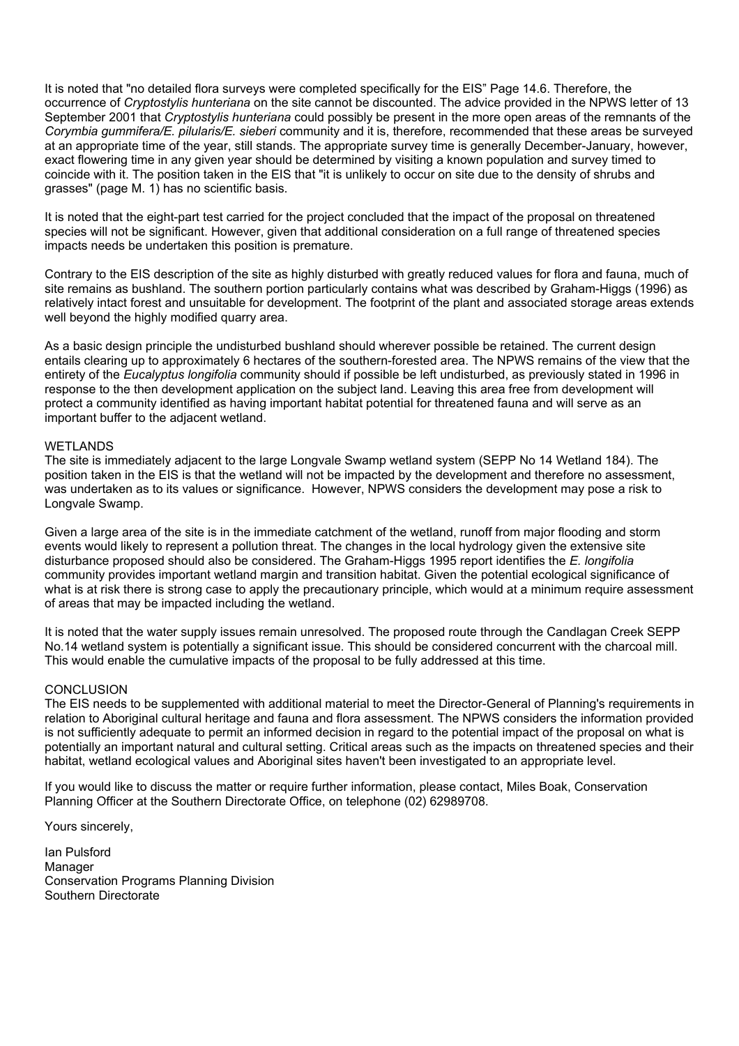It is noted that "no detailed flora surveys were completed specifically for the EIS" Page 14.6. Therefore, the occurrence of *Cryptostylis hunteriana* on the site cannot be discounted. The advice provided in the NPWS letter of 13 September 2001 that *Cryptostylis hunteriana* could possibly be present in the more open areas of the remnants of the *Corymbia gummifera/E. pilularis/E. sieberi* community and it is, therefore, recommended that these areas be surveyed at an appropriate time of the year, still stands. The appropriate survey time is generally December-January, however, exact flowering time in any given year should be determined by visiting a known population and survey timed to coincide with it. The position taken in the EIS that "it is unlikely to occur on site due to the density of shrubs and grasses" (page M. 1) has no scientific basis.

It is noted that the eight-part test carried for the project concluded that the impact of the proposal on threatened species will not be significant. However, given that additional consideration on a full range of threatened species impacts needs be undertaken this position is premature.

Contrary to the EIS description of the site as highly disturbed with greatly reduced values for flora and fauna, much of site remains as bushland. The southern portion particularly contains what was described by Graham-Higgs (1996) as relatively intact forest and unsuitable for development. The footprint of the plant and associated storage areas extends well beyond the highly modified quarry area.

As a basic design principle the undisturbed bushland should wherever possible be retained. The current design entails clearing up to approximately 6 hectares of the southern-forested area. The NPWS remains of the view that the entirety of the *Eucalyptus longifolia* community should if possible be left undisturbed, as previously stated in 1996 in response to the then development application on the subject land. Leaving this area free from development will protect a community identified as having important habitat potential for threatened fauna and will serve as an important buffer to the adjacent wetland.

## WETLANDS

The site is immediately adjacent to the large Longvale Swamp wetland system (SEPP No 14 Wetland 184). The position taken in the EIS is that the wetland will not be impacted by the development and therefore no assessment, was undertaken as to its values or significance. However, NPWS considers the development may pose a risk to Longvale Swamp.

Given a large area of the site is in the immediate catchment of the wetland, runoff from major flooding and storm events would likely to represent a pollution threat. The changes in the local hydrology given the extensive site disturbance proposed should also be considered. The Graham-Higgs 1995 report identifies the *E. longifolia* community provides important wetland margin and transition habitat. Given the potential ecological significance of what is at risk there is strong case to apply the precautionary principle, which would at a minimum require assessment of areas that may be impacted including the wetland.

It is noted that the water supply issues remain unresolved. The proposed route through the Candlagan Creek SEPP No.14 wetland system is potentially a significant issue. This should be considered concurrent with the charcoal mill. This would enable the cumulative impacts of the proposal to be fully addressed at this time.

## CONCLUSION

The EIS needs to be supplemented with additional material to meet the Director-General of Planning's requirements in relation to Aboriginal cultural heritage and fauna and flora assessment. The NPWS considers the information provided is not sufficiently adequate to permit an informed decision in regard to the potential impact of the proposal on what is potentially an important natural and cultural setting. Critical areas such as the impacts on threatened species and their habitat, wetland ecological values and Aboriginal sites haven't been investigated to an appropriate level.

If you would like to discuss the matter or require further information, please contact, Miles Boak, Conservation Planning Officer at the Southern Directorate Office, on telephone (02) 62989708.

Yours sincerely,

Ian Pulsford
Manager
Conservation Programs Planning Division
Southern Directorate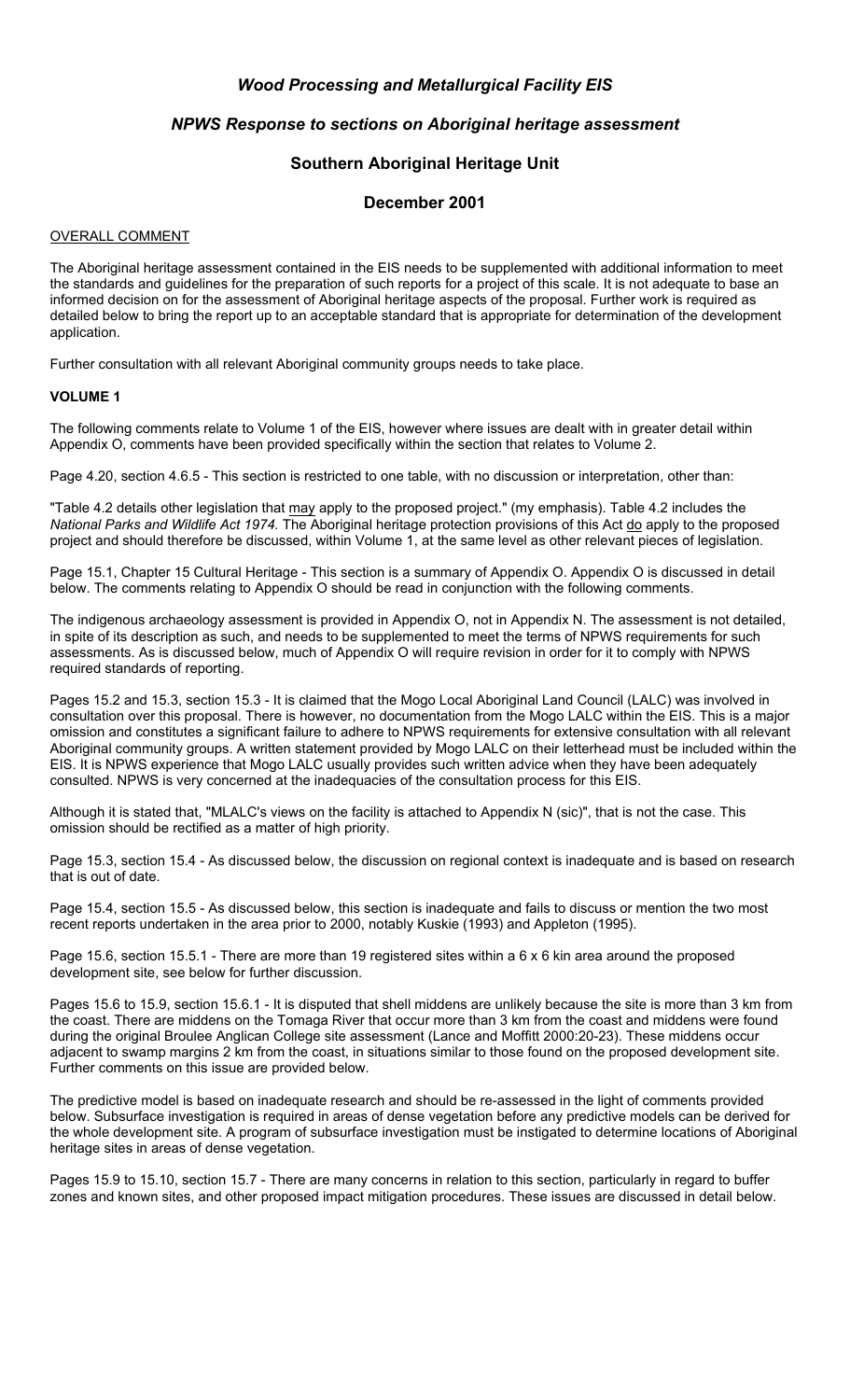# *Wood Processing and Metallurgical Facility EIS*

## *NPWS Response to sections on Aboriginal heritage assessment*

## Southern Aboriginal Heritage Unit

## December 2001

OVERALL COMMENT

The Aboriginal heritage assessment contained in the EIS needs to be supplemented with additional information to meet the standards and guidelines for the preparation of such reports for a project of this scale. It is not adequate to base an informed decision on for the assessment of Aboriginal heritage aspects of the proposal. Further work is required as detailed below to bring the report up to an acceptable standard that is appropriate for determination of the development application.

Further consultation with all relevant Aboriginal community groups needs to take place.

**VOLUME 1**

The following comments relate to Volume 1 of the EIS, however where issues are dealt with in greater detail within Appendix O, comments have been provided specifically within the section that relates to Volume 2.

Page 4.20, section 4.6.5 - This section is restricted to one table, with no discussion or interpretation, other than:

"Table 4.2 details other legislation that may apply to the proposed project." (my emphasis). Table 4.2 includes the *National Parks and Wildlife Act 1974*. The Aboriginal heritage protection provisions of this Act do apply to the proposed project and should therefore be discussed, within Volume 1, at the same level as other relevant pieces of legislation.

Page 15.1, Chapter 15 Cultural Heritage - This section is a summary of Appendix O. Appendix O is discussed in detail below. The comments relating to Appendix O should be read in conjunction with the following comments.

The indigenous archaeology assessment is provided in Appendix O, not in Appendix N. The assessment is not detailed, in spite of its description as such, and needs to be supplemented to meet the terms of NPWS requirements for such assessments. As is discussed below, much of Appendix O will require revision in order for it to comply with NPWS required standards of reporting.

Pages 15.2 and 15.3, section 15.3 - It is claimed that the Mogo Local Aboriginal Land Council (LALC) was involved in consultation over this proposal. There is however, no documentation from the Mogo LALC within the EIS. This is a major omission and constitutes a significant failure to adhere to NPWS requirements for extensive consultation with all relevant Aboriginal community groups. A written statement provided by Mogo LALC on their letterhead must be included within the EIS. It is NPWS experience that Mogo LALC usually provides such written advice when they have been adequately consulted. NPWS is very concerned at the inadequacies of the consultation process for this EIS.

Although it is stated that, "MLALC's views on the facility is attached to Appendix N (sic)", that is not the case. This omission should be rectified as a matter of high priority.

Page 15.3, section 15.4 - As discussed below, the discussion on regional context is inadequate and is based on research that is out of date.

Page 15.4, section 15.5 - As discussed below, this section is inadequate and fails to discuss or mention the two most recent reports undertaken in the area prior to 2000, notably Kuskie (1993) and Appleton (1995).

Page 15.6, section 15.5.1 - There are more than 19 registered sites within a 6 x 6 kin area around the proposed development site, see below for further discussion.

Pages 15.6 to 15.9, section 15.6.1 - It is disputed that shell middens are unlikely because the site is more than 3 km from the coast. There are middens on the Tomaga River that occur more than 3 km from the coast and middens were found during the original Broulee Anglican College site assessment (Lance and Moffitt 2000:20-23). These middens occur adjacent to swamp margins 2 km from the coast, in situations similar to those found on the proposed development site. Further comments on this issue are provided below.

The predictive model is based on inadequate research and should be re-assessed in the light of comments provided below. Subsurface investigation is required in areas of dense vegetation before any predictive models can be derived for the whole development site. A program of subsurface investigation must be instigated to determine locations of Aboriginal heritage sites in areas of dense vegetation.

Pages 15.9 to 15.10, section 15.7 - There are many concerns in relation to this section, particularly in regard to buffer zones and known sites, and other proposed impact mitigation procedures. These issues are discussed in detail below.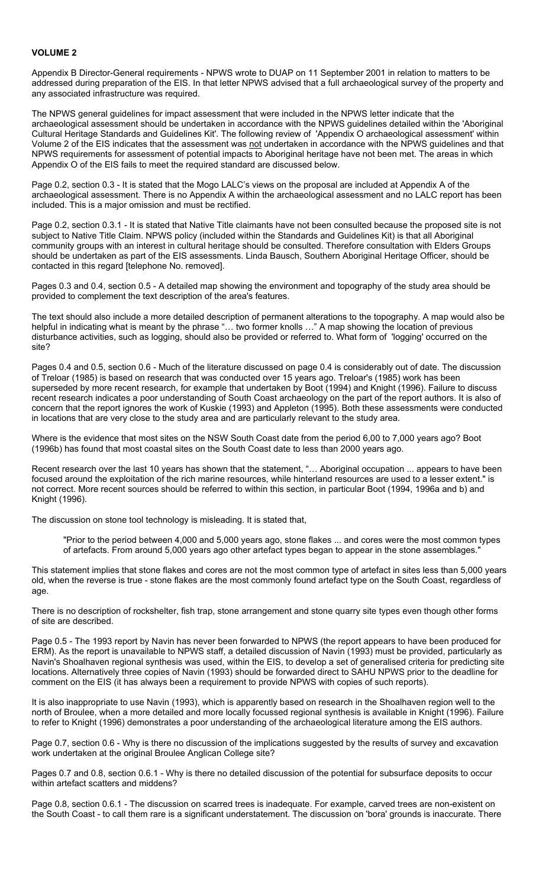**VOLUME 2**

Appendix B Director-General requirements - NPWS wrote to DUAP on 11 September 2001 in relation to matters to be addressed during preparation of the EIS. In that letter NPWS advised that a full archaeological survey of the property and any associated infrastructure was required.

The NPWS general guidelines for impact assessment that were included in the NPWS letter indicate that the archaeological assessment should be undertaken in accordance with the NPWS guidelines detailed within the 'Aboriginal Cultural Heritage Standards and Guidelines Kit'. The following review of 'Appendix O archaeological assessment' within Volume 2 of the EIS indicates that the assessment was not undertaken in accordance with the NPWS guidelines and that NPWS requirements for assessment of potential impacts to Aboriginal heritage have not been met. The areas in which Appendix O of the EIS fails to meet the required standard are discussed below.

Page 0.2, section 0.3 - It is stated that the Mogo LALC's views on the proposal are included at Appendix A of the archaeological assessment. There is no Appendix A within the archaeological assessment and no LALC report has been included. This is a major omission and must be rectified.

Page 0.2, section 0.3.1 - It is stated that Native Title claimants have not been consulted because the proposed site is not subject to Native Title Claim. NPWS policy (included within the Standards and Guidelines Kit) is that all Aboriginal community groups with an interest in cultural heritage should be consulted. Therefore consultation with Elders Groups should be undertaken as part of the EIS assessments. Linda Bausch, Southern Aboriginal Heritage Officer, should be contacted in this regard [telephone No. removed].

Pages 0.3 and 0.4, section 0.5 - A detailed map showing the environment and topography of the study area should be provided to complement the text description of the area's features.

The text should also include a more detailed description of permanent alterations to the topography. A map would also be helpful in indicating what is meant by the phrase "… two former knolls …" A map showing the location of previous disturbance activities, such as logging, should also be provided or referred to. What form of 'logging' occurred on the site?

Pages 0.4 and 0.5, section 0.6 - Much of the literature discussed on page 0.4 is considerably out of date. The discussion of Treloar (1985) is based on research that was conducted over 15 years ago. Treloar's (1985) work has been superseded by more recent research, for example that undertaken by Boot (1994) and Knight (1996). Failure to discuss recent research indicates a poor understanding of South Coast archaeology on the part of the report authors. It is also of concern that the report ignores the work of Kuskie (1993) and Appleton (1995). Both these assessments were conducted in locations that are very close to the study area and are particularly relevant to the study area.

Where is the evidence that most sites on the NSW South Coast date from the period 6,00 to 7,000 years ago? Boot (1996b) has found that most coastal sites on the South Coast date to less than 2000 years ago.

Recent research over the last 10 years has shown that the statement, "… Aboriginal occupation ... appears to have been focused around the exploitation of the rich marine resources, while hinterland resources are used to a lesser extent." is not correct. More recent sources should be referred to within this section, in particular Boot (1994, 1996a and b) and Knight (1996).

The discussion on stone tool technology is misleading. It is stated that,

> "Prior to the period between 4,000 and 5,000 years ago, stone flakes ... and cores were the most common types of artefacts. From around 5,000 years ago other artefact types began to appear in the stone assemblages."

This statement implies that stone flakes and cores are not the most common type of artefact in sites less than 5,000 years old, when the reverse is true - stone flakes are the most commonly found artefact type on the South Coast, regardless of age.

There is no description of rockshelter, fish trap, stone arrangement and stone quarry site types even though other forms of site are described.

Page 0.5 - The 1993 report by Navin has never been forwarded to NPWS (the report appears to have been produced for ERM). As the report is unavailable to NPWS staff, a detailed discussion of Navin (1993) must be provided, particularly as Navin's Shoalhaven regional synthesis was used, within the EIS, to develop a set of generalised criteria for predicting site locations. Alternatively three copies of Navin (1993) should be forwarded direct to SAHU NPWS prior to the deadline for comment on the EIS (it has always been a requirement to provide NPWS with copies of such reports).

It is also inappropriate to use Navin (1993), which is apparently based on research in the Shoalhaven region well to the north of Broulee, when a more detailed and more locally focussed regional synthesis is available in Knight (1996). Failure to refer to Knight (1996) demonstrates a poor understanding of the archaeological literature among the EIS authors.

Page 0.7, section 0.6 - Why is there no discussion of the implications suggested by the results of survey and excavation work undertaken at the original Broulee Anglican College site?

Pages 0.7 and 0.8, section 0.6.1 - Why is there no detailed discussion of the potential for subsurface deposits to occur within artefact scatters and middens?

Page 0.8, section 0.6.1 - The discussion on scarred trees is inadequate. For example, carved trees are non-existent on the South Coast - to call them rare is a significant understatement. The discussion on 'bora' grounds is inaccurate. There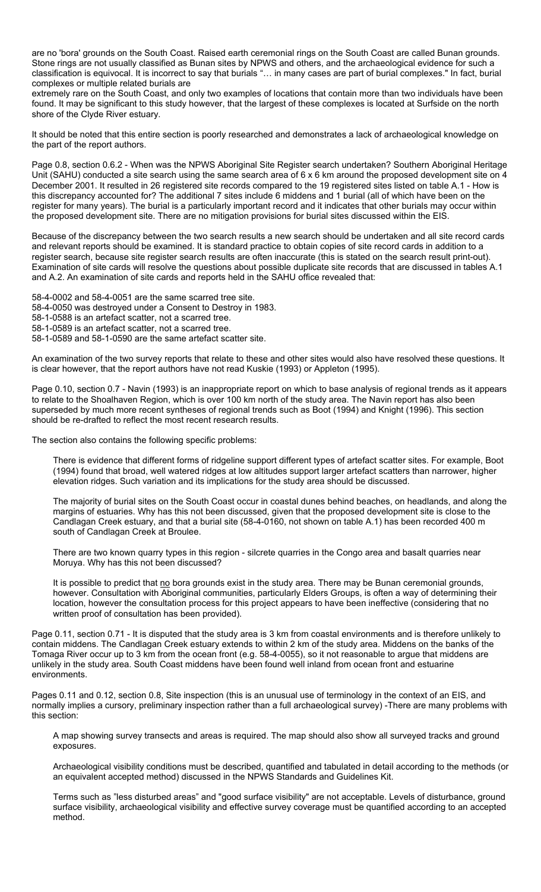are no 'bora' grounds on the South Coast. Raised earth ceremonial rings on the South Coast are called Bunan grounds. Stone rings are not usually classified as Bunan sites by NPWS and others, and the archaeological evidence for such a classification is equivocal. It is incorrect to say that burials "… in many cases are part of burial complexes." In fact, burial complexes or multiple related burials are
extremely rare on the South Coast, and only two examples of locations that contain more than two individuals have been found. It may be significant to this study however, that the largest of these complexes is located at Surfside on the north shore of the Clyde River estuary.

It should be noted that this entire section is poorly researched and demonstrates a lack of archaeological knowledge on the part of the report authors.

Page 0.8, section 0.6.2 - When was the NPWS Aboriginal Site Register search undertaken? Southern Aboriginal Heritage Unit (SAHU) conducted a site search using the same search area of 6 x 6 km around the proposed development site on 4 December 2001. It resulted in 26 registered site records compared to the 19 registered sites listed on table A.1 - How is this discrepancy accounted for? The additional 7 sites include 6 middens and 1 burial (all of which have been on the register for many years). The burial is a particularly important record and it indicates that other burials may occur within the proposed development site. There are no mitigation provisions for burial sites discussed within the EIS.

Because of the discrepancy between the two search results a new search should be undertaken and all site record cards and relevant reports should be examined. It is standard practice to obtain copies of site record cards in addition to a register search, because site register search results are often inaccurate (this is stated on the search result print-out). Examination of site cards will resolve the questions about possible duplicate site records that are discussed in tables A.1 and A.2. An examination of site cards and reports held in the SAHU office revealed that:

58-4-0002 and 58-4-0051 are the same scarred tree site.
58-4-0050 was destroyed under a Consent to Destroy in 1983.
58-1-0588 is an artefact scatter, not a scarred tree.
58-1-0589 is an artefact scatter, not a scarred tree.
58-1-0589 and 58-1-0590 are the same artefact scatter site.

An examination of the two survey reports that relate to these and other sites would also have resolved these questions. It is clear however, that the report authors have not read Kuskie (1993) or Appleton (1995).

Page 0.10, section 0.7 - Navin (1993) is an inappropriate report on which to base analysis of regional trends as it appears to relate to the Shoalhaven Region, which is over 100 km north of the study area. The Navin report has also been superseded by much more recent syntheses of regional trends such as Boot (1994) and Knight (1996). This section should be re-drafted to reflect the most recent research results.

The section also contains the following specific problems:

> There is evidence that different forms of ridgeline support different types of artefact scatter sites. For example, Boot (1994) found that broad, well watered ridges at low altitudes support larger artefact scatters than narrower, higher elevation ridges. Such variation and its implications for the study area should be discussed.
>
> The majority of burial sites on the South Coast occur in coastal dunes behind beaches, on headlands, and along the margins of estuaries. Why has this not been discussed, given that the proposed development site is close to the Candlagan Creek estuary, and that a burial site (58-4-0160, not shown on table A.1) has been recorded 400 m south of Candlagan Creek at Broulee.
>
> There are two known quarry types in this region - silcrete quarries in the Congo area and basalt quarries near Moruya. Why has this not been discussed?
>
> It is possible to predict that <u>no</u> bora grounds exist in the study area. There may be Bunan ceremonial grounds, however. Consultation with Aboriginal communities, particularly Elders Groups, is often a way of determining their location, however the consultation process for this project appears to have been ineffective (considering that no written proof of consultation has been provided).

Page 0.11, section 0.71 - It is disputed that the study area is 3 km from coastal environments and is therefore unlikely to contain middens. The Candlagan Creek estuary extends to within 2 km of the study area. Middens on the banks of the Tomaga River occur up to 3 km from the ocean front (e.g. 58-4-0055), so it not reasonable to argue that middens are unlikely in the study area. South Coast middens have been found well inland from ocean front and estuarine environments.

Pages 0.11 and 0.12, section 0.8, Site inspection (this is an unusual use of terminology in the context of an EIS, and normally implies a cursory, preliminary inspection rather than a full archaeological survey) -There are many problems with this section:

> A map showing survey transects and areas is required. The map should also show all surveyed tracks and ground exposures.
>
> Archaeological visibility conditions must be described, quantified and tabulated in detail according to the methods (or an equivalent accepted method) discussed in the NPWS Standards and Guidelines Kit.
>
> Terms such as "less disturbed areas" and "good surface visibility" are not acceptable. Levels of disturbance, ground surface visibility, archaeological visibility and effective survey coverage must be quantified according to an accepted method.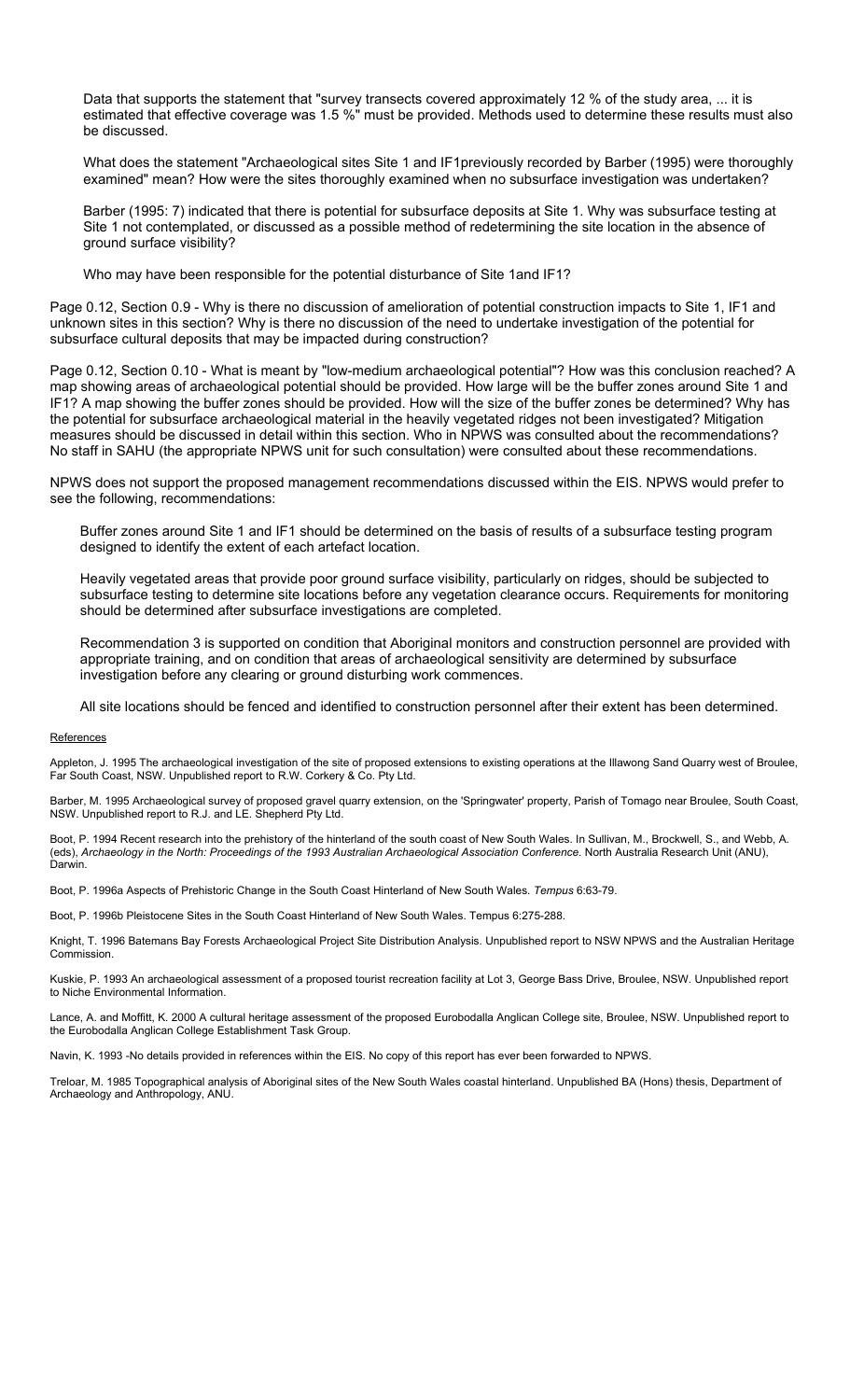Data that supports the statement that "survey transects covered approximately 12 % of the study area, ... it is estimated that effective coverage was 1.5 %" must be provided. Methods used to determine these results must also be discussed.

What does the statement "Archaeological sites Site 1 and IF1previously recorded by Barber (1995) were thoroughly examined" mean? How were the sites thoroughly examined when no subsurface investigation was undertaken?

Barber (1995: 7) indicated that there is potential for subsurface deposits at Site 1. Why was subsurface testing at Site 1 not contemplated, or discussed as a possible method of redetermining the site location in the absence of ground surface visibility?

Who may have been responsible for the potential disturbance of Site 1and IF1?

Page 0.12, Section 0.9 - Why is there no discussion of amelioration of potential construction impacts to Site 1, IF1 and unknown sites in this section? Why is there no discussion of the need to undertake investigation of the potential for subsurface cultural deposits that may be impacted during construction?

Page 0.12, Section 0.10 - What is meant by "low-medium archaeological potential"? How was this conclusion reached? A map showing areas of archaeological potential should be provided. How large will be the buffer zones around Site 1 and IF1? A map showing the buffer zones should be provided. How will the size of the buffer zones be determined? Why has the potential for subsurface archaeological material in the heavily vegetated ridges not been investigated? Mitigation measures should be discussed in detail within this section. Who in NPWS was consulted about the recommendations? No staff in SAHU (the appropriate NPWS unit for such consultation) were consulted about these recommendations.

NPWS does not support the proposed management recommendations discussed within the EIS. NPWS would prefer to see the following, recommendations:

Buffer zones around Site 1 and IF1 should be determined on the basis of results of a subsurface testing program designed to identify the extent of each artefact location.

Heavily vegetated areas that provide poor ground surface visibility, particularly on ridges, should be subjected to subsurface testing to determine site locations before any vegetation clearance occurs. Requirements for monitoring should be determined after subsurface investigations are completed.

Recommendation 3 is supported on condition that Aboriginal monitors and construction personnel are provided with appropriate training, and on condition that areas of archaeological sensitivity are determined by subsurface investigation before any clearing or ground disturbing work commences.

All site locations should be fenced and identified to construction personnel after their extent has been determined.

References

Appleton, J. 1995 The archaeological investigation of the site of proposed extensions to existing operations at the Illawong Sand Quarry west of Broulee, Far South Coast, NSW. Unpublished report to R.W. Corkery & Co. Pty Ltd.

Barber, M. 1995 Archaeological survey of proposed gravel quarry extension, on the 'Springwater' property, Parish of Tomago near Broulee, South Coast, NSW. Unpublished report to R.J. and LE. Shepherd Pty Ltd.

Boot, P. 1994 Recent research into the prehistory of the hinterland of the south coast of New South Wales. In Sullivan, M., Brockwell, S., and Webb, A. (eds), *Archaeology in the North: Proceedings of the 1993 Australian Archaeological Association Conference.* North Australia Research Unit (ANU), Darwin.

Boot, P. 1996a Aspects of Prehistoric Change in the South Coast Hinterland of New South Wales. *Tempus* 6:63-79.

Boot, P. 1996b Pleistocene Sites in the South Coast Hinterland of New South Wales. Tempus 6:275-288.

Knight, T. 1996 Batemans Bay Forests Archaeological Project Site Distribution Analysis. Unpublished report to NSW NPWS and the Australian Heritage Commission.

Kuskie, P. 1993 An archaeological assessment of a proposed tourist recreation facility at Lot 3, George Bass Drive, Broulee, NSW. Unpublished report to Niche Environmental Information.

Lance, A. and Moffitt, K. 2000 A cultural heritage assessment of the proposed Eurobodalla Anglican College site, Broulee, NSW. Unpublished report to the Eurobodalla Anglican College Establishment Task Group.

Navin, K. 1993 -No details provided in references within the EIS. No copy of this report has ever been forwarded to NPWS.

Treloar, M. 1985 Topographical analysis of Aboriginal sites of the New South Wales coastal hinterland. Unpublished BA (Hons) thesis, Department of Archaeology and Anthropology, ANU.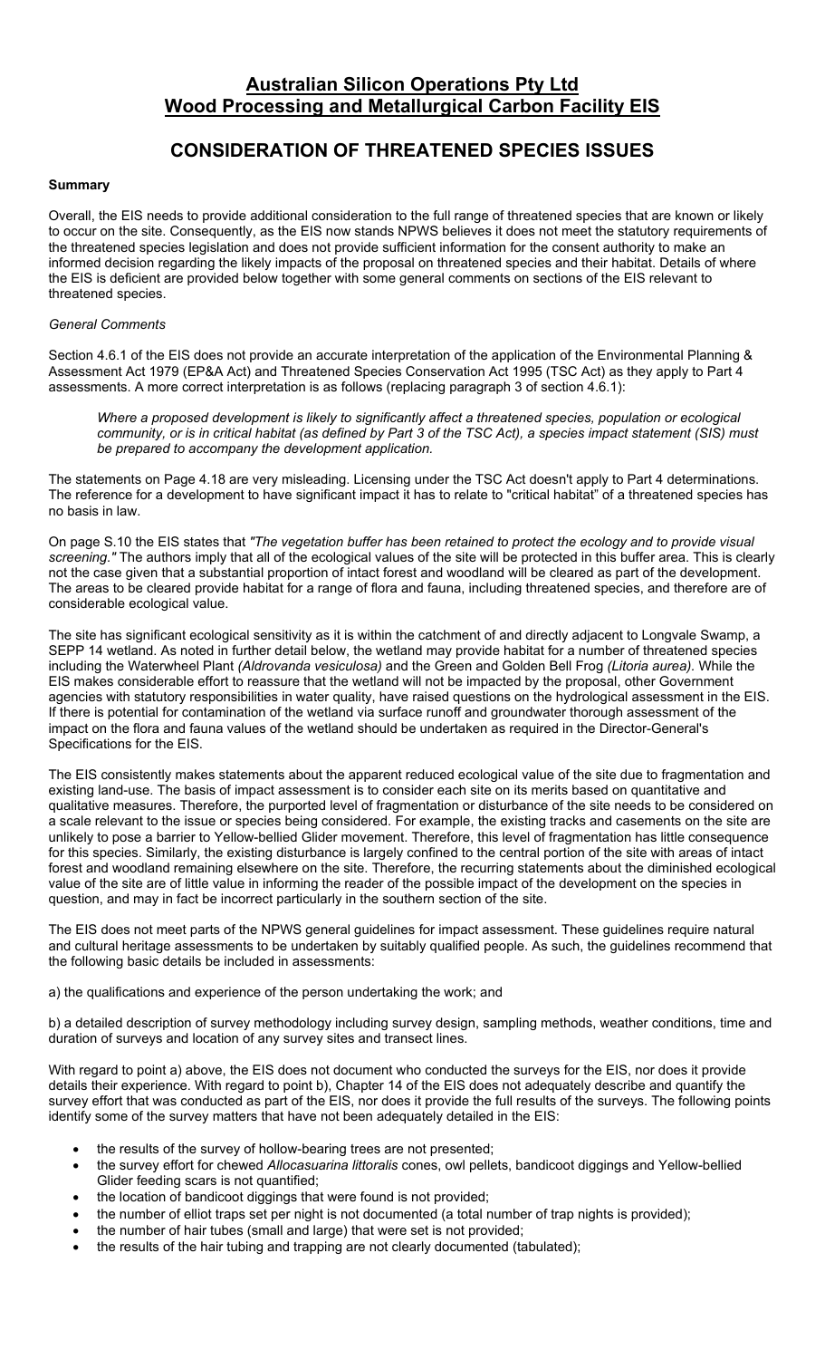# Australian Silicon Operations Pty Ltd
# Wood Processing and Metallurgical Carbon Facility EIS

## CONSIDERATION OF THREATENED SPECIES ISSUES

**Summary**

Overall, the EIS needs to provide additional consideration to the full range of threatened species that are known or likely to occur on the site. Consequently, as the EIS now stands NPWS believes it does not meet the statutory requirements of the threatened species legislation and does not provide sufficient information for the consent authority to make an informed decision regarding the likely impacts of the proposal on threatened species and their habitat. Details of where the EIS is deficient are provided below together with some general comments on sections of the EIS relevant to threatened species.

*General Comments*

Section 4.6.1 of the EIS does not provide an accurate interpretation of the application of the Environmental Planning & Assessment Act 1979 (EP&A Act) and Threatened Species Conservation Act 1995 (TSC Act) as they apply to Part 4 assessments. A more correct interpretation is as follows (replacing paragraph 3 of section 4.6.1):

> *Where a proposed development is likely to significantly affect a threatened species, population or ecological community, or is in critical habitat (as defined by Part 3 of the TSC Act), a species impact statement (SIS) must be prepared to accompany the development application.*

The statements on Page 4.18 are very misleading. Licensing under the TSC Act doesn't apply to Part 4 determinations. The reference for a development to have significant impact it has to relate to "critical habitat" of a threatened species has no basis in law.

On page S.10 the EIS states that *"The vegetation buffer has been retained to protect the ecology and to provide visual screening."* The authors imply that all of the ecological values of the site will be protected in this buffer area. This is clearly not the case given that a substantial proportion of intact forest and woodland will be cleared as part of the development. The areas to be cleared provide habitat for a range of flora and fauna, including threatened species, and therefore are of considerable ecological value.

The site has significant ecological sensitivity as it is within the catchment of and directly adjacent to Longvale Swamp, a SEPP 14 wetland. As noted in further detail below, the wetland may provide habitat for a number of threatened species including the Waterwheel Plant *(Aldrovanda vesiculosa)* and the Green and Golden Bell Frog *(Litoria aurea)*. While the EIS makes considerable effort to reassure that the wetland will not be impacted by the proposal, other Government agencies with statutory responsibilities in water quality, have raised questions on the hydrological assessment in the EIS. If there is potential for contamination of the wetland via surface runoff and groundwater thorough assessment of the impact on the flora and fauna values of the wetland should be undertaken as required in the Director-General's Specifications for the EIS.

The EIS consistently makes statements about the apparent reduced ecological value of the site due to fragmentation and existing land-use. The basis of impact assessment is to consider each site on its merits based on quantitative and qualitative measures. Therefore, the purported level of fragmentation or disturbance of the site needs to be considered on a scale relevant to the issue or species being considered. For example, the existing tracks and casements on the site are unlikely to pose a barrier to Yellow-bellied Glider movement. Therefore, this level of fragmentation has little consequence for this species. Similarly, the existing disturbance is largely confined to the central portion of the site with areas of intact forest and woodland remaining elsewhere on the site. Therefore, the recurring statements about the diminished ecological value of the site are of little value in informing the reader of the possible impact of the development on the species in question, and may in fact be incorrect particularly in the southern section of the site.

The EIS does not meet parts of the NPWS general guidelines for impact assessment. These guidelines require natural and cultural heritage assessments to be undertaken by suitably qualified people. As such, the guidelines recommend that the following basic details be included in assessments:

a) the qualifications and experience of the person undertaking the work; and

b) a detailed description of survey methodology including survey design, sampling methods, weather conditions, time and duration of surveys and location of any survey sites and transect lines.

With regard to point a) above, the EIS does not document who conducted the surveys for the EIS, nor does it provide details their experience. With regard to point b), Chapter 14 of the EIS does not adequately describe and quantify the survey effort that was conducted as part of the EIS, nor does it provide the full results of the surveys. The following points identify some of the survey matters that have not been adequately detailed in the EIS:

- the results of the survey of hollow-bearing trees are not presented;
- the survey effort for chewed *Allocasuarina littoralis* cones, owl pellets, bandicoot diggings and Yellow-bellied Glider feeding scars is not quantified;
- the location of bandicoot diggings that were found is not provided;
- the number of elliot traps set per night is not documented (a total number of trap nights is provided);
- the number of hair tubes (small and large) that were set is not provided;
- the results of the hair tubing and trapping are not clearly documented (tabulated);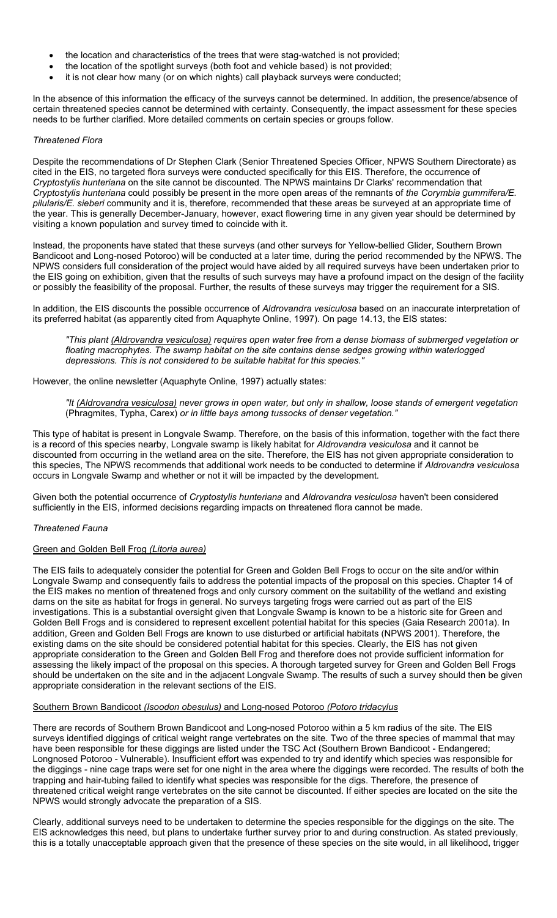- the location and characteristics of the trees that were stag-watched is not provided;
- the location of the spotlight surveys (both foot and vehicle based) is not provided;
- it is not clear how many (or on which nights) call playback surveys were conducted;

In the absence of this information the efficacy of the surveys cannot be determined. In addition, the presence/absence of certain threatened species cannot be determined with certainty. Consequently, the impact assessment for these species needs to be further clarified. More detailed comments on certain species or groups follow.

*Threatened Flora*

Despite the recommendations of Dr Stephen Clark (Senior Threatened Species Officer, NPWS Southern Directorate) as cited in the EIS, no targeted flora surveys were conducted specifically for this EIS. Therefore, the occurrence of *Cryptostylis hunteriana* on the site cannot be discounted. The NPWS maintains Dr Clarks' recommendation that *Cryptostylis hunteriana* could possibly be present in the more open areas of the remnants of *the Corymbia gummifera/E. pilularis/E. sieberi* community and it is, therefore, recommended that these areas be surveyed at an appropriate time of the year. This is generally December-January, however, exact flowering time in any given year should be determined by visiting a known population and survey timed to coincide with it.

Instead, the proponents have stated that these surveys (and other surveys for Yellow-bellied Glider, Southern Brown Bandicoot and Long-nosed Potoroo) will be conducted at a later time, during the period recommended by the NPWS. The NPWS considers full consideration of the project would have aided by all required surveys have been undertaken prior to the EIS going on exhibition, given that the results of such surveys may have a profound impact on the design of the facility or possibly the feasibility of the proposal. Further, the results of these surveys may trigger the requirement for a SIS.

In addition, the EIS discounts the possible occurrence of *Aldrovandra vesiculosa* based on an inaccurate interpretation of its preferred habitat (as apparently cited from Aquaphyte Online, 1997). On page 14.13, the EIS states:

> *"This plant (Aldrovandra vesiculosa) requires open water free from a dense biomass of submerged vegetation or floating macrophytes. The swamp habitat on the site contains dense sedges growing within waterlogged depressions. This is not considered to be suitable habitat for this species."*

However, the online newsletter (Aquaphyte Online, 1997) actually states:

> *"It (Aldrovandra vesiculosa) never grows in open water, but only in shallow, loose stands of emergent vegetation* (Phragmites, Typha, Carex) *or in little bays among tussocks of denser vegetation."*

This type of habitat is present in Longvale Swamp. Therefore, on the basis of this information, together with the fact there is a record of this species nearby, Longvale swamp is likely habitat for *Aldrovandra vesiculosa* and it cannot be discounted from occurring in the wetland area on the site. Therefore, the EIS has not given appropriate consideration to this species, The NPWS recommends that additional work needs to be conducted to determine if *Aldrovandra vesiculosa* occurs in Longvale Swamp and whether or not it will be impacted by the development.

Given both the potential occurrence of *Cryptostylis hunteriana* and *Aldrovandra vesiculosa* haven't been considered sufficiently in the EIS, informed decisions regarding impacts on threatened flora cannot be made.

*Threatened Fauna*

Green and Golden Bell Frog *(Litoria aurea)*

The EIS fails to adequately consider the potential for Green and Golden Bell Frogs to occur on the site and/or within Longvale Swamp and consequently fails to address the potential impacts of the proposal on this species. Chapter 14 of the EIS makes no mention of threatened frogs and only cursory comment on the suitability of the wetland and existing dams on the site as habitat for frogs in general. No surveys targeting frogs were carried out as part of the EIS investigations. This is a substantial oversight given that Longvale Swamp is known to be a historic site for Green and Golden Bell Frogs and is considered to represent excellent potential habitat for this species (Gaia Research 2001a). In addition, Green and Golden Bell Frogs are known to use disturbed or artificial habitats (NPWS 2001). Therefore, the existing dams on the site should be considered potential habitat for this species. Clearly, the EIS has not given appropriate consideration to the Green and Golden Bell Frog and therefore does not provide sufficient information for assessing the likely impact of the proposal on this species. A thorough targeted survey for Green and Golden Bell Frogs should be undertaken on the site and in the adjacent Longvale Swamp. The results of such a survey should then be given appropriate consideration in the relevant sections of the EIS.

Southern Brown Bandicoot *(Isoodon obesulus)* and Long-nosed Potoroo *(Potoro tridacylus*

There are records of Southern Brown Bandicoot and Long-nosed Potoroo within a 5 km radius of the site. The EIS surveys identified diggings of critical weight range vertebrates on the site. Two of the three species of mammal that may have been responsible for these diggings are listed under the TSC Act (Southern Brown Bandicoot - Endangered; Longnosed Potoroo - Vulnerable). Insufficient effort was expended to try and identify which species was responsible for the diggings - nine cage traps were set for one night in the area where the diggings were recorded. The results of both the trapping and hair-tubing failed to identify what species was responsible for the digs. Therefore, the presence of threatened critical weight range vertebrates on the site cannot be discounted. If either species are located on the site the NPWS would strongly advocate the preparation of a SIS.

Clearly, additional surveys need to be undertaken to determine the species responsible for the diggings on the site. The EIS acknowledges this need, but plans to undertake further survey prior to and during construction. As stated previously, this is a totally unacceptable approach given that the presence of these species on the site would, in all likelihood, trigger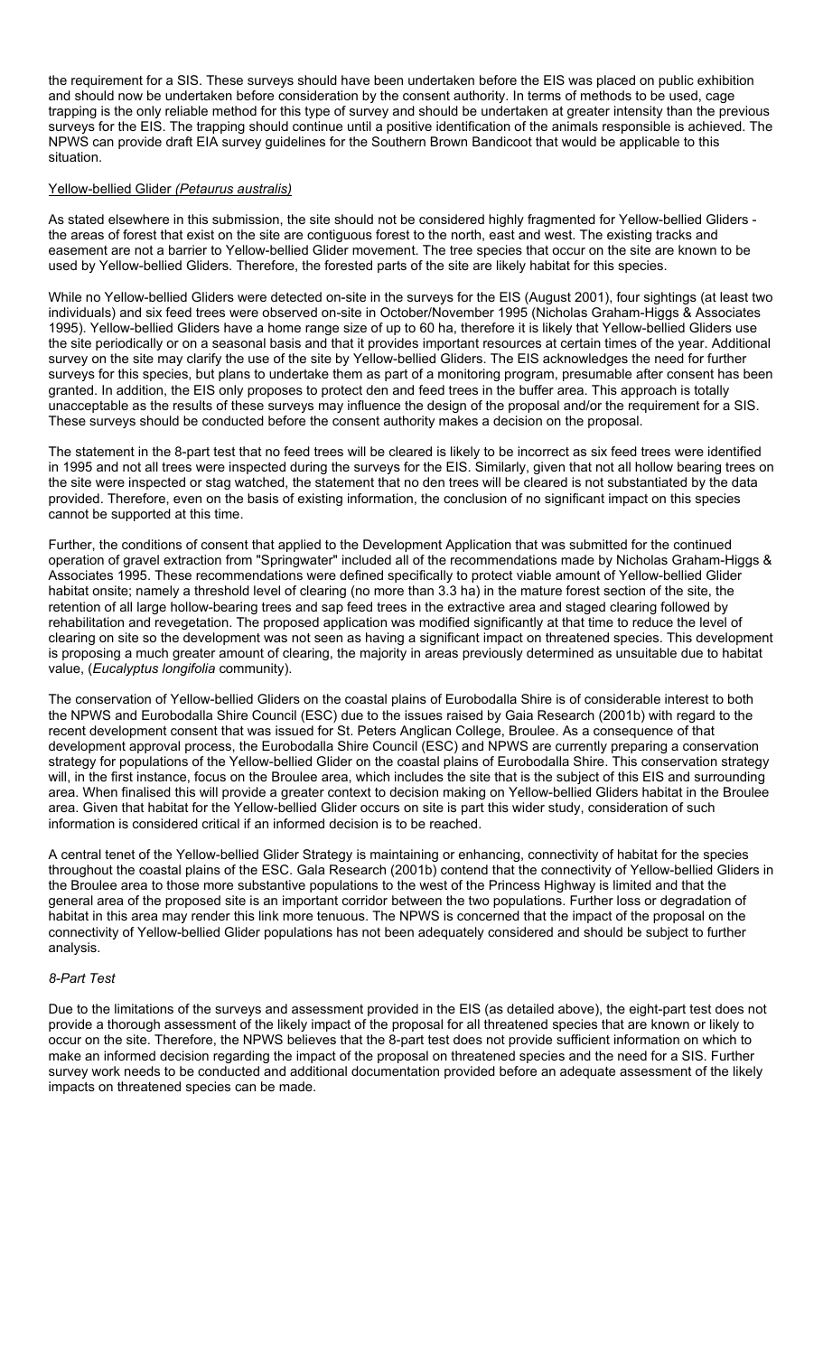the requirement for a SIS. These surveys should have been undertaken before the EIS was placed on public exhibition and should now be undertaken before consideration by the consent authority. In terms of methods to be used, cage trapping is the only reliable method for this type of survey and should be undertaken at greater intensity than the previous surveys for the EIS. The trapping should continue until a positive identification of the animals responsible is achieved. The NPWS can provide draft EIA survey guidelines for the Southern Brown Bandicoot that would be applicable to this situation.

Yellow-bellied Glider *(Petaurus australis)*

As stated elsewhere in this submission, the site should not be considered highly fragmented for Yellow-bellied Gliders - the areas of forest that exist on the site are contiguous forest to the north, east and west. The existing tracks and easement are not a barrier to Yellow-bellied Glider movement. The tree species that occur on the site are known to be used by Yellow-bellied Gliders. Therefore, the forested parts of the site are likely habitat for this species.

While no Yellow-bellied Gliders were detected on-site in the surveys for the EIS (August 2001), four sightings (at least two individuals) and six feed trees were observed on-site in October/November 1995 (Nicholas Graham-Higgs & Associates 1995). Yellow-bellied Gliders have a home range size of up to 60 ha, therefore it is likely that Yellow-bellied Gliders use the site periodically or on a seasonal basis and that it provides important resources at certain times of the year. Additional survey on the site may clarify the use of the site by Yellow-bellied Gliders. The EIS acknowledges the need for further surveys for this species, but plans to undertake them as part of a monitoring program, presumable after consent has been granted. In addition, the EIS only proposes to protect den and feed trees in the buffer area. This approach is totally unacceptable as the results of these surveys may influence the design of the proposal and/or the requirement for a SIS. These surveys should be conducted before the consent authority makes a decision on the proposal.

The statement in the 8-part test that no feed trees will be cleared is likely to be incorrect as six feed trees were identified in 1995 and not all trees were inspected during the surveys for the EIS. Similarly, given that not all hollow bearing trees on the site were inspected or stag watched, the statement that no den trees will be cleared is not substantiated by the data provided. Therefore, even on the basis of existing information, the conclusion of no significant impact on this species cannot be supported at this time.

Further, the conditions of consent that applied to the Development Application that was submitted for the continued operation of gravel extraction from "Springwater" included all of the recommendations made by Nicholas Graham-Higgs & Associates 1995. These recommendations were defined specifically to protect viable amount of Yellow-bellied Glider habitat onsite; namely a threshold level of clearing (no more than 3.3 ha) in the mature forest section of the site, the retention of all large hollow-bearing trees and sap feed trees in the extractive area and staged clearing followed by rehabilitation and revegetation. The proposed application was modified significantly at that time to reduce the level of clearing on site so the development was not seen as having a significant impact on threatened species. This development is proposing a much greater amount of clearing, the majority in areas previously determined as unsuitable due to habitat value, (*Eucalyptus longifolia* community).

The conservation of Yellow-bellied Gliders on the coastal plains of Eurobodalla Shire is of considerable interest to both the NPWS and Eurobodalla Shire Council (ESC) due to the issues raised by Gaia Research (2001b) with regard to the recent development consent that was issued for St. Peters Anglican College, Broulee. As a consequence of that development approval process, the Eurobodalla Shire Council (ESC) and NPWS are currently preparing a conservation strategy for populations of the Yellow-bellied Glider on the coastal plains of Eurobodalla Shire. This conservation strategy will, in the first instance, focus on the Broulee area, which includes the site that is the subject of this EIS and surrounding area. When finalised this will provide a greater context to decision making on Yellow-bellied Gliders habitat in the Broulee area. Given that habitat for the Yellow-bellied Glider occurs on site is part this wider study, consideration of such information is considered critical if an informed decision is to be reached.

A central tenet of the Yellow-bellied Glider Strategy is maintaining or enhancing, connectivity of habitat for the species throughout the coastal plains of the ESC. Gaia Research (2001b) contend that the connectivity of Yellow-bellied Gliders in the Broulee area to those more substantive populations to the west of the Princess Highway is limited and that the general area of the proposed site is an important corridor between the two populations. Further loss or degradation of habitat in this area may render this link more tenuous. The NPWS is concerned that the impact of the proposal on the connectivity of Yellow-bellied Glider populations has not been adequately considered and should be subject to further analysis.

*8-Part Test*

Due to the limitations of the surveys and assessment provided in the EIS (as detailed above), the eight-part test does not provide a thorough assessment of the likely impact of the proposal for all threatened species that are known or likely to occur on the site. Therefore, the NPWS believes that the 8-part test does not provide sufficient information on which to make an informed decision regarding the impact of the proposal on threatened species and the need for a SIS. Further survey work needs to be conducted and additional documentation provided before an adequate assessment of the likely impacts on threatened species can be made.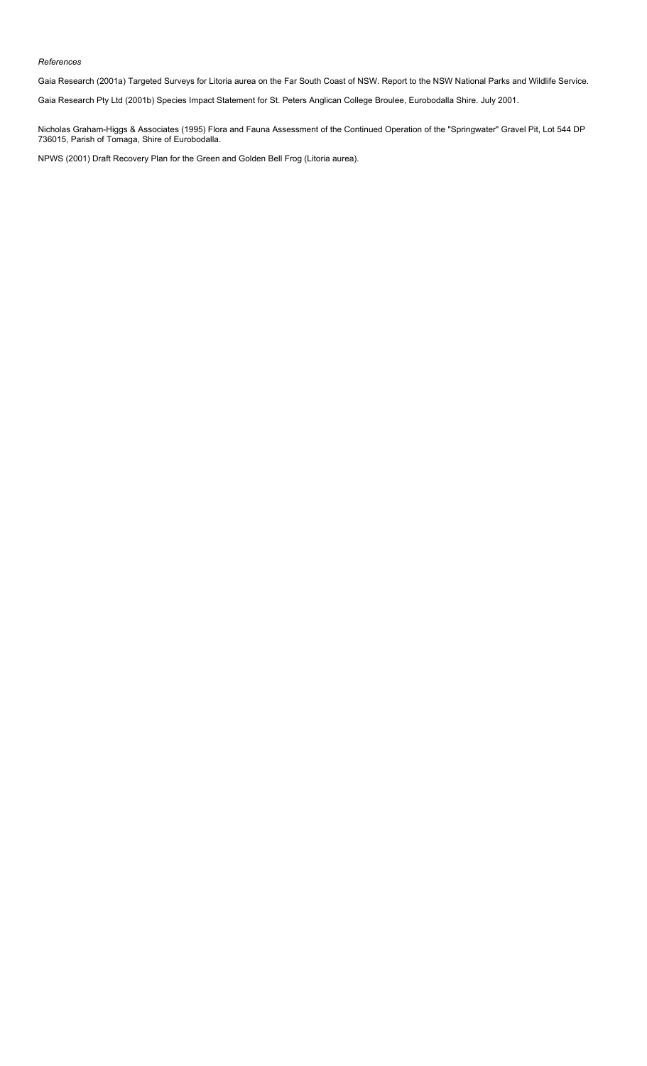*References*

Gaia Research (2001a) Targeted Surveys for Litoria aurea on the Far South Coast of NSW. Report to the NSW National Parks and Wildlife Service.

Gaia Research Pty Ltd (2001b) Species Impact Statement for St. Peters Anglican College Broulee, Eurobodalla Shire. July 2001.

Nicholas Graham-Higgs & Associates (1995) Flora and Fauna Assessment of the Continued Operation of the "Springwater" Gravel Pit, Lot 544 DP 736015, Parish of Tomaga, Shire of Eurobodalla.

NPWS (2001) Draft Recovery Plan for the Green and Golden Bell Frog (Litoria aurea).